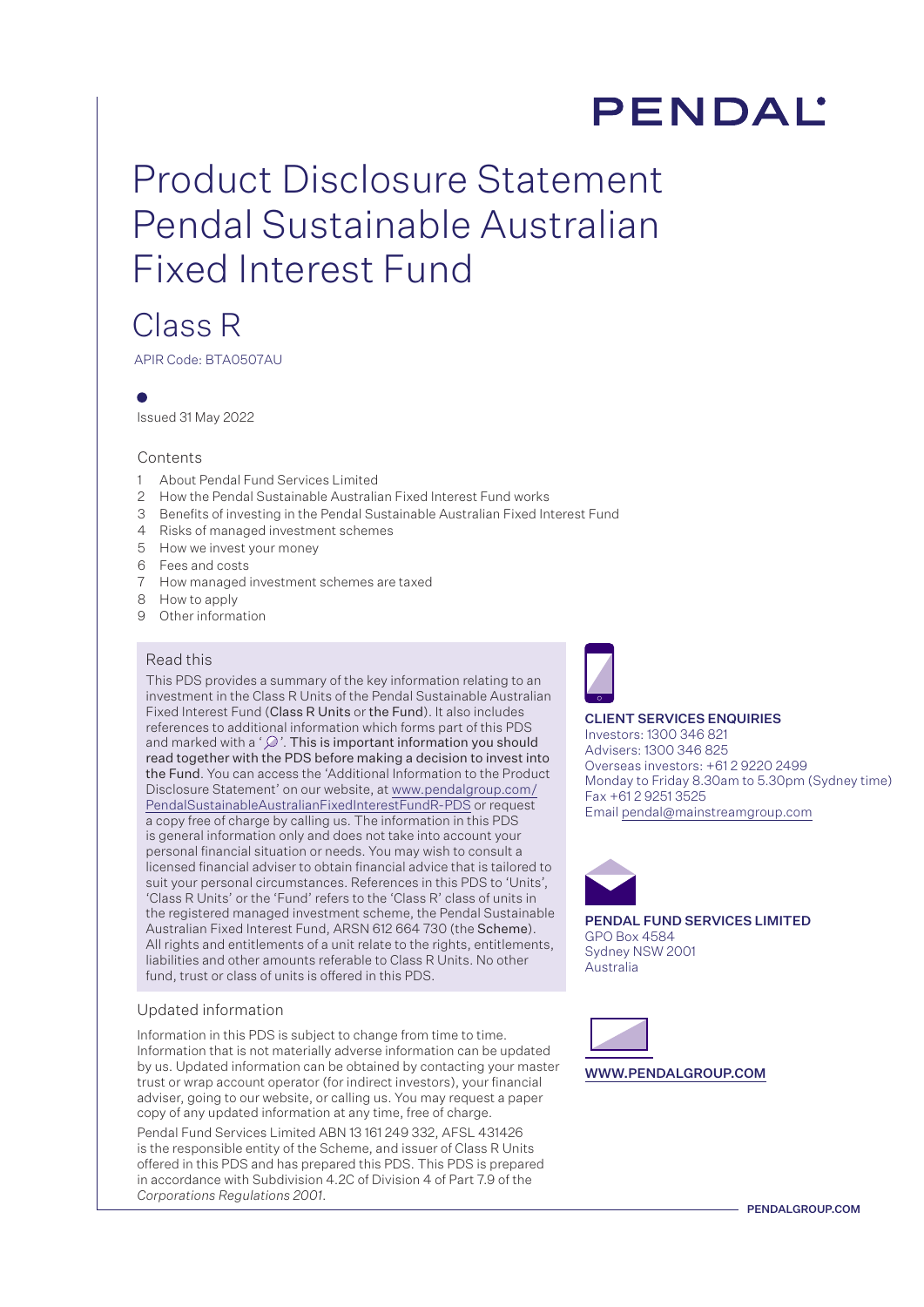PENDAL

# Product Disclosure Statement Pendal Sustainable Australian Fixed Interest Fund

## Class R

APIR Code: BTA0507AU

Issued 31 May 2022

### Contents

1. About Pendal Fund Services Limited
2. How the Pendal Sustainable Australian Fixed Interest Fund works
3. Benefits of investing in the Pendal Sustainable Australian Fixed Interest Fund
4. Risks of managed investment schemes
5. How we invest your money
6. Fees and costs
7. How managed investment schemes are taxed
8. How to apply
9. Other information

### Read this

This PDS provides a summary of the key information relating to an investment in the Class R Units of the Pendal Sustainable Australian Fixed Interest Fund (**Class R Units** or **the Fund**). It also includes references to additional information which forms part of this PDS and marked with a '🔍'. **This is important information you should read together with the PDS before making a decision to invest into the Fund**. You can access the 'Additional Information to the Product Disclosure Statement' on our website, at www.pendalgroup.com/PendalSustainableAustralianFixedInterestFundR-PDS or request a copy free of charge by calling us. The information in this PDS is general information only and does not take into account your personal financial situation or needs. You may wish to consult a licensed financial adviser to obtain financial advice that is tailored to suit your personal circumstances. References in this PDS to 'Units', 'Class R Units' or the 'Fund' refers to the 'Class R' class of units in the registered managed investment scheme, the Pendal Sustainable Australian Fixed Interest Fund, ARSN 612 664 730 (the **Scheme**). All rights and entitlements of a unit relate to the rights, entitlements, liabilities and other amounts referable to Class R Units. No other fund, trust or class of units is offered in this PDS.

### Updated information

Information in this PDS is subject to change from time to time. Information that is not materially adverse information can be updated by us. Updated information can be obtained by contacting your master trust or wrap account operator (for indirect investors), your financial adviser, going to our website, or calling us. You may request a paper copy of any updated information at any time, free of charge.

Pendal Fund Services Limited ABN 13 161 249 332, AFSL 431426 is the responsible entity of the Scheme, and issuer of Class R Units offered in this PDS and has prepared this PDS. This PDS is prepared in accordance with Subdivision 4.2C of Division 4 of Part 7.9 of the *Corporations Regulations 2001*.

**CLIENT SERVICES ENQUIRIES**
Investors: 1300 346 821
Advisers: 1300 346 825
Overseas investors: +61 2 9220 2499
Monday to Friday 8.30am to 5.30pm (Sydney time)
Fax +61 2 9251 3525
Email pendal@mainstreamgroup.com

**PENDAL FUND SERVICES LIMITED**
GPO Box 4584
Sydney NSW 2001
Australia

**WWW.PENDALGROUP.COM**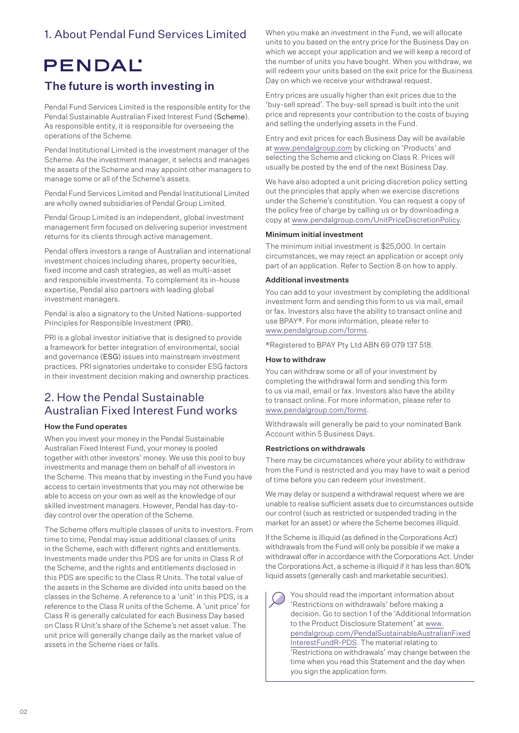## 1. About Pendal Fund Services Limited

PENDAL

### The future is worth investing in

Pendal Fund Services Limited is the responsible entity for the Pendal Sustainable Australian Fixed Interest Fund (Scheme). As responsible entity, it is responsible for overseeing the operations of the Scheme.

Pendal Institutional Limited is the investment manager of the Scheme. As the investment manager, it selects and manages the assets of the Scheme and may appoint other managers to manage some or all of the Scheme's assets.

Pendal Fund Services Limited and Pendal Institutional Limited are wholly owned subsidiaries of Pendal Group Limited.

Pendal Group Limited is an independent, global investment management firm focused on delivering superior investment returns for its clients through active management.

Pendal offers investors a range of Australian and international investment choices including shares, property securities, fixed income and cash strategies, as well as multi-asset and responsible investments. To complement its in-house expertise, Pendal also partners with leading global investment managers.

Pendal is also a signatory to the United Nations-supported Principles for Responsible Investment (PRI).

PRI is a global investor initiative that is designed to provide a framework for better integration of environmental, social and governance (ESG) issues into mainstream investment practices. PRI signatories undertake to consider ESG factors in their investment decision making and ownership practices.

## 2. How the Pendal Sustainable Australian Fixed Interest Fund works

**How the Fund operates**

When you invest your money in the Pendal Sustainable Australian Fixed Interest Fund, your money is pooled together with other investors' money. We use this pool to buy investments and manage them on behalf of all investors in the Scheme. This means that by investing in the Fund you have access to certain investments that you may not otherwise be able to access on your own as well as the knowledge of our skilled investment managers. However, Pendal has day-to-day control over the operation of the Scheme.

The Scheme offers multiple classes of units to investors. From time to time, Pendal may issue additional classes of units in the Scheme, each with different rights and entitlements. Investments made under this PDS are for units in Class R of the Scheme, and the rights and entitlements disclosed in this PDS are specific to the Class R Units. The total value of the assets in the Scheme are divided into units based on the classes in the Scheme. A reference to a 'unit' in this PDS, is a reference to the Class R units of the Scheme. A 'unit price' for Class R is generally calculated for each Business Day based on Class R Unit's share of the Scheme's net asset value. The unit price will generally change daily as the market value of assets in the Scheme rises or falls.

When you make an investment in the Fund, we will allocate units to you based on the entry price for the Business Day on which we accept your application and we will keep a record of the number of units you have bought. When you withdraw, we will redeem your units based on the exit price for the Business Day on which we receive your withdrawal request.

Entry prices are usually higher than exit prices due to the 'buy-sell spread'. The buy-sell spread is built into the unit price and represents your contribution to the costs of buying and selling the underlying assets in the Fund.

Entry and exit prices for each Business Day will be available at www.pendalgroup.com by clicking on 'Products' and selecting the Scheme and clicking on Class R. Prices will usually be posted by the end of the next Business Day.

We have also adopted a unit pricing discretion policy setting out the principles that apply when we exercise discretions under the Scheme's constitution. You can request a copy of the policy free of charge by calling us or by downloading a copy at www.pendalgroup.com/UnitPriceDiscretionPolicy.

**Minimum initial investment**

The minimum initial investment is $25,000. In certain circumstances, we may reject an application or accept only part of an application. Refer to Section 8 on how to apply.

**Additional investments**

You can add to your investment by completing the additional investment form and sending this form to us via mail, email or fax. Investors also have the ability to transact online and use BPAY®. For more information, please refer to www.pendalgroup.com/forms.

®Registered to BPAY Pty Ltd ABN 69 079 137 518.

**How to withdraw**

You can withdraw some or all of your investment by completing the withdrawal form and sending this form to us via mail, email or fax. Investors also have the ability to transact online. For more information, please refer to www.pendalgroup.com/forms.

Withdrawals will generally be paid to your nominated Bank Account within 5 Business Days.

**Restrictions on withdrawals**

There may be circumstances where your ability to withdraw from the Fund is restricted and you may have to wait a period of time before you can redeem your investment.

We may delay or suspend a withdrawal request where we are unable to realise sufficient assets due to circumstances outside our control (such as restricted or suspended trading in the market for an asset) or where the Scheme becomes illiquid.

If the Scheme is illiquid (as defined in the Corporations Act) withdrawals from the Fund will only be possible if we make a withdrawal offer in accordance with the Corporations Act. Under the Corporations Act, a scheme is illiquid if it has less than 80% liquid assets (generally cash and marketable securities).

You should read the important information about 'Restrictions on withdrawals' before making a decision. Go to section 1 of the 'Additional Information to the Product Disclosure Statement' at www.pendalgroup.com/PendalSustainableAustralianFixedInterestFundR-PDS. The material relating to 'Restrictions on withdrawals' may change between the time when you read this Statement and the day when you sign the application form.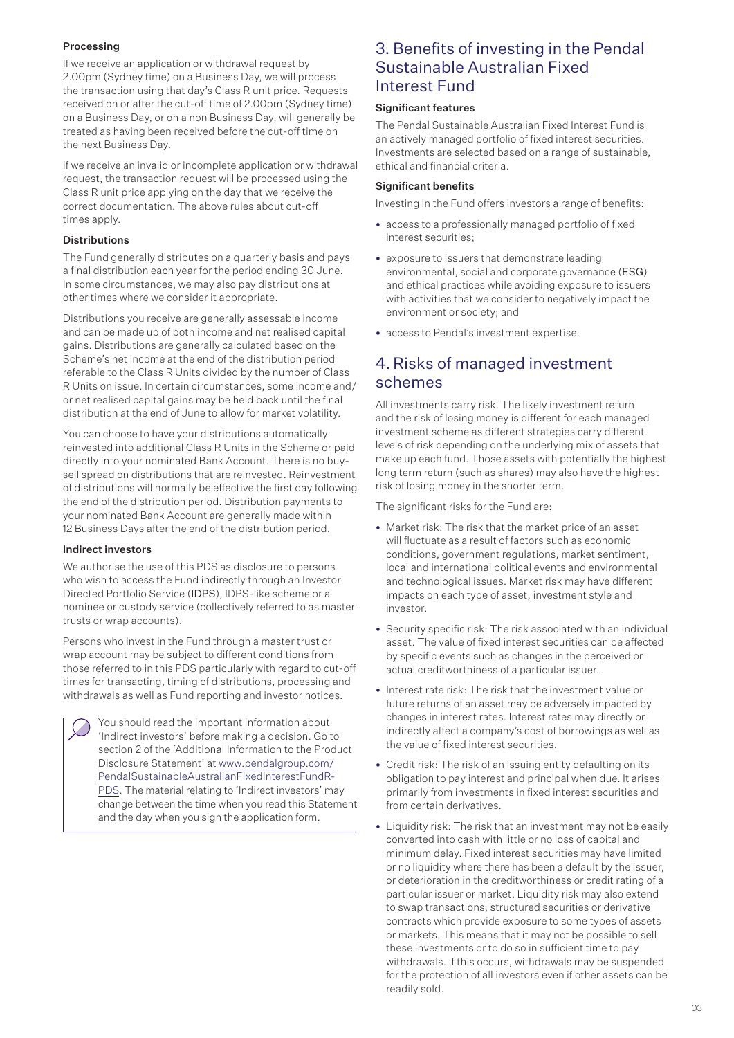#### Processing

If we receive an application or withdrawal request by 2.00pm (Sydney time) on a Business Day, we will process the transaction using that day's Class R unit price. Requests received on or after the cut-off time of 2.00pm (Sydney time) on a Business Day, or on a non Business Day, will generally be treated as having been received before the cut-off time on the next Business Day.

If we receive an invalid or incomplete application or withdrawal request, the transaction request will be processed using the Class R unit price applying on the day that we receive the correct documentation. The above rules about cut-off times apply.

#### Distributions

The Fund generally distributes on a quarterly basis and pays a final distribution each year for the period ending 30 June. In some circumstances, we may also pay distributions at other times where we consider it appropriate.

Distributions you receive are generally assessable income and can be made up of both income and net realised capital gains. Distributions are generally calculated based on the Scheme's net income at the end of the distribution period referable to the Class R Units divided by the number of Class R Units on issue. In certain circumstances, some income and/or net realised capital gains may be held back until the final distribution at the end of June to allow for market volatility.

You can choose to have your distributions automatically reinvested into additional Class R Units in the Scheme or paid directly into your nominated Bank Account. There is no buy-sell spread on distributions that are reinvested. Reinvestment of distributions will normally be effective the first day following the end of the distribution period. Distribution payments to your nominated Bank Account are generally made within 12 Business Days after the end of the distribution period.

#### Indirect investors

We authorise the use of this PDS as disclosure to persons who wish to access the Fund indirectly through an Investor Directed Portfolio Service (IDPS), IDPS-like scheme or a nominee or custody service (collectively referred to as master trusts or wrap accounts).

Persons who invest in the Fund through a master trust or wrap account may be subject to different conditions from those referred to in this PDS particularly with regard to cut-off times for transacting, timing of distributions, processing and withdrawals as well as Fund reporting and investor notices.

> You should read the important information about 'Indirect investors' before making a decision. Go to section 2 of the 'Additional Information to the Product Disclosure Statement' at www.pendalgroup.com/PendalSustainableAustralianFixedInterestFundR-PDS. The material relating to 'Indirect investors' may change between the time when you read this Statement and the day when you sign the application form.

## 3. Benefits of investing in the Pendal Sustainable Australian Fixed Interest Fund

#### Significant features

The Pendal Sustainable Australian Fixed Interest Fund is an actively managed portfolio of fixed interest securities. Investments are selected based on a range of sustainable, ethical and financial criteria.

#### Significant benefits

Investing in the Fund offers investors a range of benefits:

- access to a professionally managed portfolio of fixed interest securities;
- exposure to issuers that demonstrate leading environmental, social and corporate governance (ESG) and ethical practices while avoiding exposure to issuers with activities that we consider to negatively impact the environment or society; and
- access to Pendal's investment expertise.

## 4. Risks of managed investment schemes

All investments carry risk. The likely investment return and the risk of losing money is different for each managed investment scheme as different strategies carry different levels of risk depending on the underlying mix of assets that make up each fund. Those assets with potentially the highest long term return (such as shares) may also have the highest risk of losing money in the shorter term.

The significant risks for the Fund are:

- Market risk: The risk that the market price of an asset will fluctuate as a result of factors such as economic conditions, government regulations, market sentiment, local and international political events and environmental and technological issues. Market risk may have different impacts on each type of asset, investment style and investor.
- Security specific risk: The risk associated with an individual asset. The value of fixed interest securities can be affected by specific events such as changes in the perceived or actual creditworthiness of a particular issuer.
- Interest rate risk: The risk that the investment value or future returns of an asset may be adversely impacted by changes in interest rates. Interest rates may directly or indirectly affect a company's cost of borrowings as well as the value of fixed interest securities.
- Credit risk: The risk of an issuing entity defaulting on its obligation to pay interest and principal when due. It arises primarily from investments in fixed interest securities and from certain derivatives.
- Liquidity risk: The risk that an investment may not be easily converted into cash with little or no loss of capital and minimum delay. Fixed interest securities may have limited or no liquidity where there has been a default by the issuer, or deterioration in the creditworthiness or credit rating of a particular issuer or market. Liquidity risk may also extend to swap transactions, structured securities or derivative contracts which provide exposure to some types of assets or markets. This means that it may not be possible to sell these investments or to do so in sufficient time to pay withdrawals. If this occurs, withdrawals may be suspended for the protection of all investors even if other assets can be readily sold.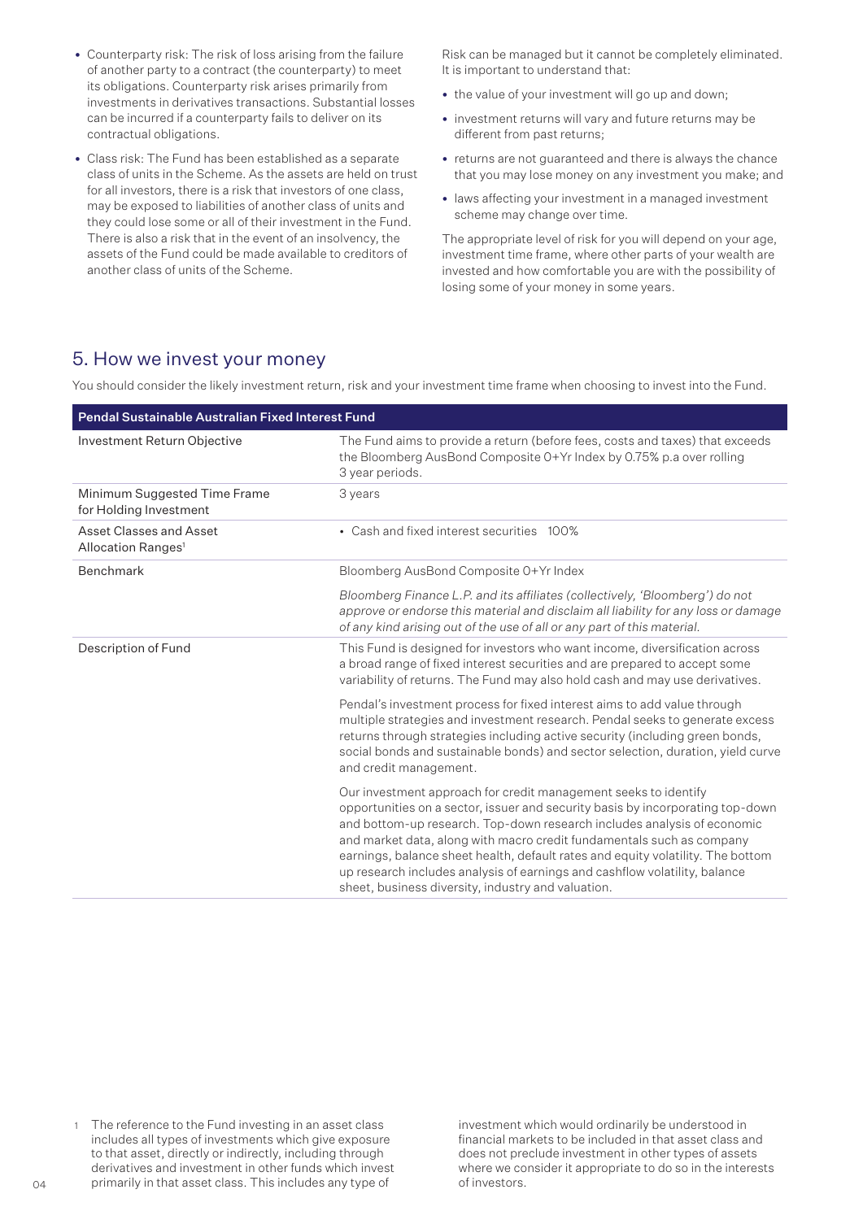- Counterparty risk: The risk of loss arising from the failure of another party to a contract (the counterparty) to meet its obligations. Counterparty risk arises primarily from investments in derivatives transactions. Substantial losses can be incurred if a counterparty fails to deliver on its contractual obligations.
- Class risk: The Fund has been established as a separate class of units in the Scheme. As the assets are held on trust for all investors, there is a risk that investors of one class, may be exposed to liabilities of another class of units and they could lose some or all of their investment in the Fund. There is also a risk that in the event of an insolvency, the assets of the Fund could be made available to creditors of another class of units of the Scheme.

Risk can be managed but it cannot be completely eliminated. It is important to understand that:

- the value of your investment will go up and down;
- investment returns will vary and future returns may be different from past returns;
- returns are not guaranteed and there is always the chance that you may lose money on any investment you make; and
- laws affecting your investment in a managed investment scheme may change over time.

The appropriate level of risk for you will depend on your age, investment time frame, where other parts of your wealth are invested and how comfortable you are with the possibility of losing some of your money in some years.

## 5. How we invest your money

You should consider the likely investment return, risk and your investment time frame when choosing to invest into the Fund.

| **Pendal Sustainable Australian Fixed Interest Fund** | |
|---|---|
| Investment Return Objective | The Fund aims to provide a return (before fees, costs and taxes) that exceeds the Bloomberg AusBond Composite 0+Yr Index by 0.75% p.a over rolling 3 year periods. |
| Minimum Suggested Time Frame for Holding Investment | 3 years |
| Asset Classes and Asset Allocation Ranges[1] | • Cash and fixed interest securities 100% |
| Benchmark | Bloomberg AusBond Composite 0+Yr Index<br><br>*Bloomberg Finance L.P. and its affiliates (collectively, 'Bloomberg') do not approve or endorse this material and disclaim all liability for any loss or damage of any kind arising out of the use of all or any part of this material.* |
| Description of Fund | This Fund is designed for investors who want income, diversification across a broad range of fixed interest securities and are prepared to accept some variability of returns. The Fund may also hold cash and may use derivatives.<br><br>Pendal's investment process for fixed interest aims to add value through multiple strategies and investment research. Pendal seeks to generate excess returns through strategies including active security (including green bonds, social bonds and sustainable bonds) and sector selection, duration, yield curve and credit management.<br><br>Our investment approach for credit management seeks to identify opportunities on a sector, issuer and security basis by incorporating top-down and bottom-up research. Top-down research includes analysis of economic and market data, along with macro credit fundamentals such as company earnings, balance sheet health, default rates and equity volatility. The bottom up research includes analysis of earnings and cashflow volatility, balance sheet, business diversity, industry and valuation. |

[1] The reference to the Fund investing in an asset class includes all types of investments which give exposure to that asset, directly or indirectly, including through derivatives and investment in other funds which invest primarily in that asset class. This includes any type of investment which would ordinarily be understood in financial markets to be included in that asset class and does not preclude investment in other types of assets where we consider it appropriate to do so in the interests of investors.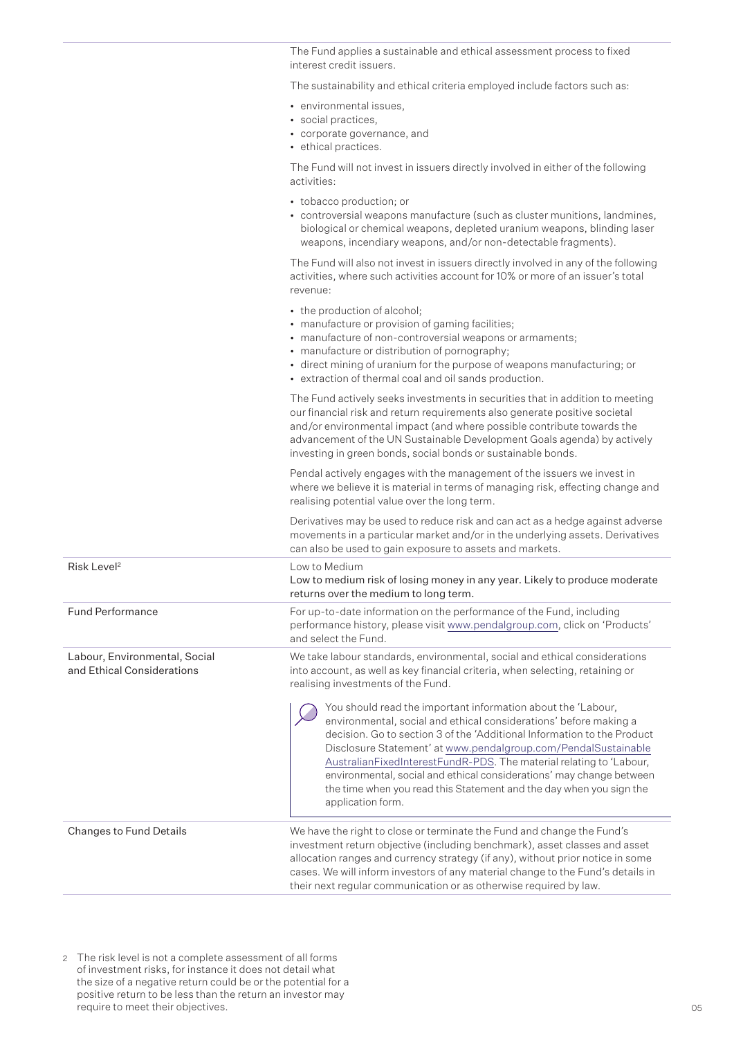| | |
|---|---|
| | The Fund applies a sustainable and ethical assessment process to fixed interest credit issuers.<br><br>The sustainability and ethical criteria employed include factors such as:<br><br>• environmental issues,<br>• social practices,<br>• corporate governance, and<br>• ethical practices.<br><br>The Fund will not invest in issuers directly involved in either of the following activities:<br><br>• tobacco production; or<br>• controversial weapons manufacture (such as cluster munitions, landmines, biological or chemical weapons, depleted uranium weapons, blinding laser weapons, incendiary weapons, and/or non-detectable fragments).<br><br>The Fund will also not invest in issuers directly involved in any of the following activities, where such activities account for 10% or more of an issuer's total revenue:<br><br>• the production of alcohol;<br>• manufacture or provision of gaming facilities;<br>• manufacture of non-controversial weapons or armaments;<br>• manufacture or distribution of pornography;<br>• direct mining of uranium for the purpose of weapons manufacturing; or<br>• extraction of thermal coal and oil sands production.<br><br>The Fund actively seeks investments in securities that in addition to meeting our financial risk and return requirements also generate positive societal and/or environmental impact (and where possible contribute towards the advancement of the UN Sustainable Development Goals agenda) by actively investing in green bonds, social bonds or sustainable bonds.<br><br>Pendal actively engages with the management of the issuers we invest in where we believe it is material in terms of managing risk, effecting change and realising potential value over the long term.<br><br>Derivatives may be used to reduce risk and can act as a hedge against adverse movements in a particular market and/or in the underlying assets. Derivatives can also be used to gain exposure to assets and markets. |
| Risk Level[2] | Low to Medium<br>Low to medium risk of losing money in any year. Likely to produce moderate returns over the medium to long term. |
| Fund Performance | For up-to-date information on the performance of the Fund, including performance history, please visit www.pendalgroup.com, click on 'Products' and select the Fund. |
| Labour, Environmental, Social and Ethical Considerations | We take labour standards, environmental, social and ethical considerations into account, as well as key financial criteria, when selecting, retaining or realising investments of the Fund.<br><br>You should read the important information about the 'Labour, environmental, social and ethical considerations' before making a decision. Go to section 3 of the 'Additional Information to the Product Disclosure Statement' at www.pendalgroup.com/PendalSustainableAustralianFixedInterestFundR-PDS. The material relating to 'Labour, environmental, social and ethical considerations' may change between the time when you read this Statement and the day when you sign the application form. |
| Changes to Fund Details | We have the right to close or terminate the Fund and change the Fund's investment return objective (including benchmark), asset classes and asset allocation ranges and currency strategy (if any), without prior notice in some cases. We will inform investors of any material change to the Fund's details in their next regular communication or as otherwise required by law. |

2 The risk level is not a complete assessment of all forms of investment risks, for instance it does not detail what the size of a negative return could be or the potential for a positive return to be less than the return an investor may require to meet their objectives.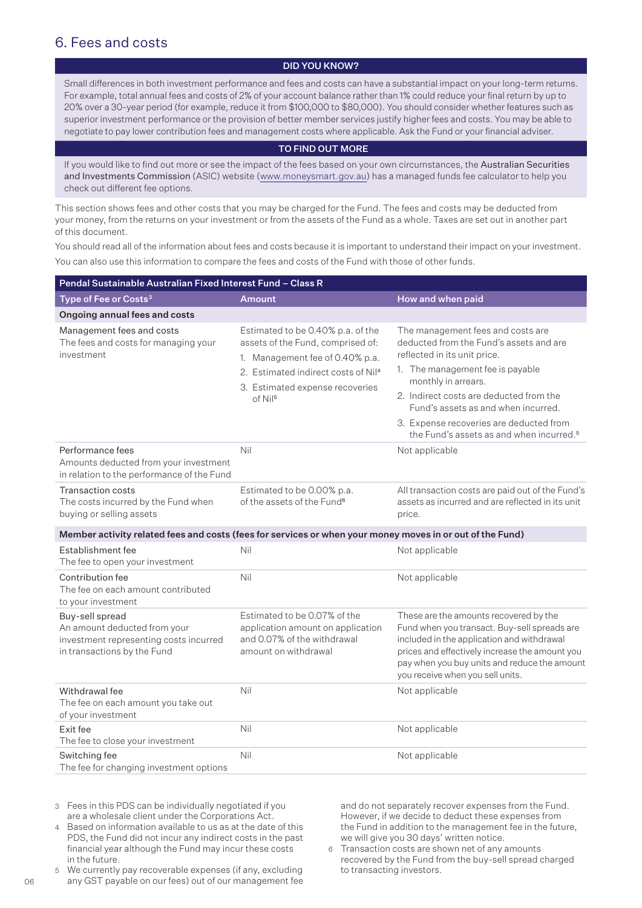# 6. Fees and costs

**DID YOU KNOW?**

Small differences in both investment performance and fees and costs can have a substantial impact on your long-term returns. For example, total annual fees and costs of 2% of your account balance rather than 1% could reduce your final return by up to 20% over a 30-year period (for example, reduce it from $100,000 to $80,000). You should consider whether features such as superior investment performance or the provision of better member services justify higher fees and costs. You may be able to negotiate to pay lower contribution fees and management costs where applicable. Ask the Fund or your financial adviser.

**TO FIND OUT MORE**

If you would like to find out more or see the impact of the fees based on your own circumstances, the Australian Securities and Investments Commission (ASIC) website (www.moneysmart.gov.au) has a managed funds fee calculator to help you check out different fee options.

This section shows fees and other costs that you may be charged for the Fund. The fees and costs may be deducted from your money, from the returns on your investment or from the assets of the Fund as a whole. Taxes are set out in another part of this document.

You should read all of the information about fees and costs because it is important to understand their impact on your investment.

You can also use this information to compare the fees and costs of the Fund with those of other funds.

| Pendal Sustainable Australian Fixed Interest Fund – Class R | | |
|---|---|---|
| **Type of Fee or Costs[3]** | **Amount** | **How and when paid** |
| **Ongoing annual fees and costs** | | |
| Management fees and costs<br>The fees and costs for managing your investment | Estimated to be 0.40% p.a. of the assets of the Fund, comprised of:<br>1. Management fee of 0.40% p.a.<br>2. Estimated indirect costs of Nil[4]<br>3. Estimated expense recoveries of Nil[5] | The management fees and costs are deducted from the Fund's assets and are reflected in its unit price.<br>1. The management fee is payable monthly in arrears.<br>2. Indirect costs are deducted from the Fund's assets as and when incurred.<br>3. Expense recoveries are deducted from the Fund's assets as and when incurred.[5] |
| Performance fees<br>Amounts deducted from your investment in relation to the performance of the Fund | Nil | Not applicable |
| Transaction costs<br>The costs incurred by the Fund when buying or selling assets | Estimated to be 0.00% p.a. of the assets of the Fund[6] | All transaction costs are paid out of the Fund's assets as incurred and are reflected in its unit price. |
| **Member activity related fees and costs (fees for services or when your money moves in or out of the Fund)** | | |
| Establishment fee<br>The fee to open your investment | Nil | Not applicable |
| Contribution fee<br>The fee on each amount contributed to your investment | Nil | Not applicable |
| Buy-sell spread<br>An amount deducted from your investment representing costs incurred in transactions by the Fund | Estimated to be 0.07% of the application amount on application and 0.07% of the withdrawal amount on withdrawal | These are the amounts recovered by the Fund when you transact. Buy-sell spreads are included in the application and withdrawal prices and effectively increase the amount you pay when you buy units and reduce the amount you receive when you sell units. |
| Withdrawal fee<br>The fee on each amount you take out of your investment | Nil | Not applicable |
| Exit fee<br>The fee to close your investment | Nil | Not applicable |
| Switching fee<br>The fee for changing investment options | Nil | Not applicable |

3 Fees in this PDS can be individually negotiated if you are a wholesale client under the Corporations Act.

4 Based on information available to us as at the date of this PDS, the Fund did not incur any indirect costs in the past financial year although the Fund may incur these costs in the future.

5 We currently pay recoverable expenses (if any, excluding any GST payable on our fees) out of our management fee and do not separately recover expenses from the Fund. However, if we decide to deduct these expenses from the Fund in addition to the management fee in the future, we will give you 30 days' written notice.

6 Transaction costs are shown net of any amounts recovered by the Fund from the buy-sell spread charged to transacting investors.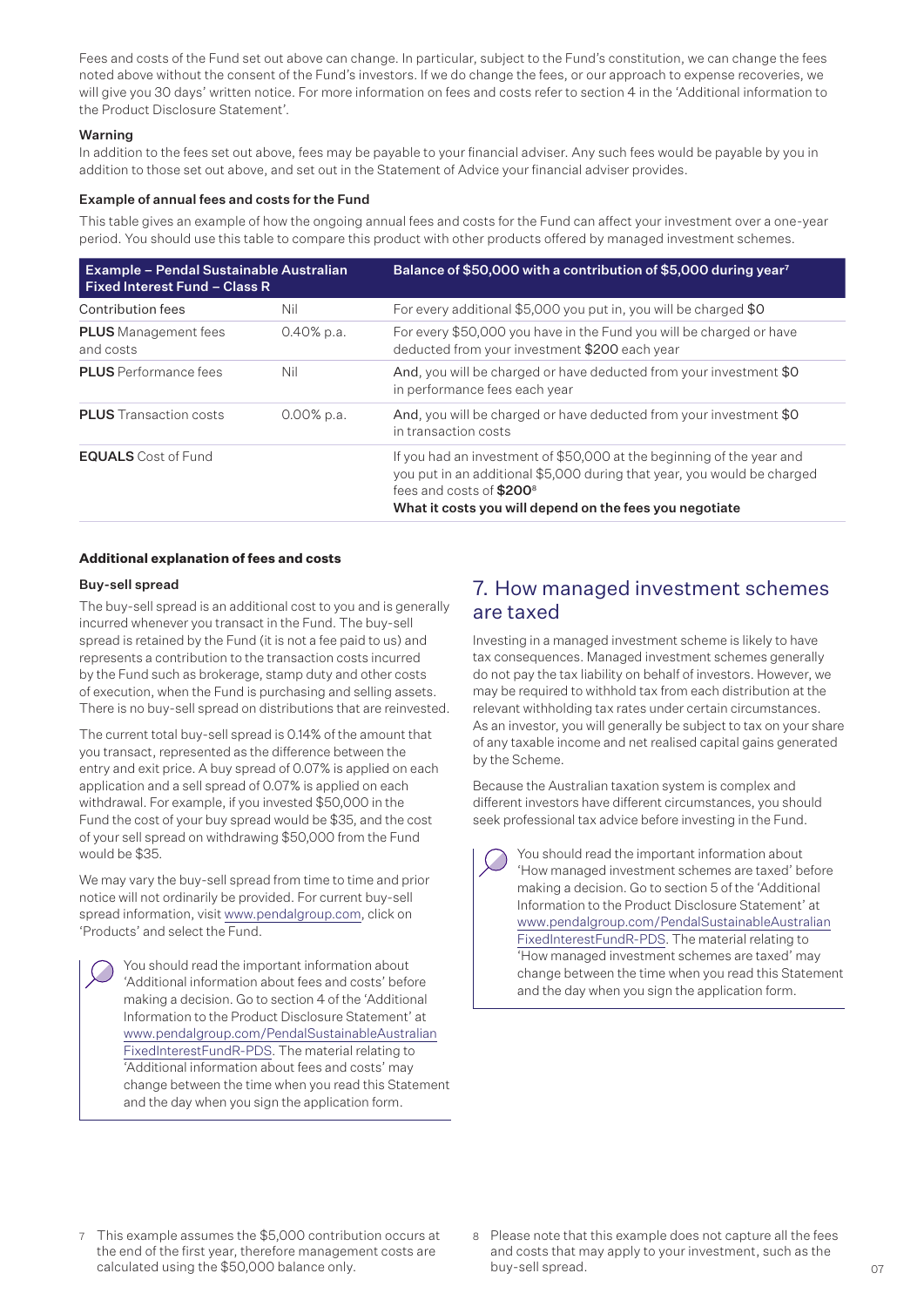Fees and costs of the Fund set out above can change. In particular, subject to the Fund's constitution, we can change the fees noted above without the consent of the Fund's investors. If we do change the fees, or our approach to expense recoveries, we will give you 30 days' written notice. For more information on fees and costs refer to section 4 in the 'Additional information to the Product Disclosure Statement'.

**Warning**

In addition to the fees set out above, fees may be payable to your financial adviser. Any such fees would be payable by you in addition to those set out above, and set out in the Statement of Advice your financial adviser provides.

**Example of annual fees and costs for the Fund**

This table gives an example of how the ongoing annual fees and costs for the Fund can affect your investment over a one-year period. You should use this table to compare this product with other products offered by managed investment schemes.

| Example – Pendal Sustainable Australian Fixed Interest Fund – Class R | | Balance of $50,000 with a contribution of $5,000 during year[7] |
|---|---|---|
| Contribution fees | Nil | For every additional $5,000 you put in, you will be charged $0 |
| **PLUS** Management fees and costs | 0.40% p.a. | For every $50,000 you have in the Fund you will be charged or have deducted from your investment $200 each year |
| **PLUS** Performance fees | Nil | And, you will be charged or have deducted from your investment $0 in performance fees each year |
| **PLUS** Transaction costs | 0.00% p.a. | And, you will be charged or have deducted from your investment $0 in transaction costs |
| **EQUALS** Cost of Fund | | If you had an investment of $50,000 at the beginning of the year and you put in an additional $5,000 during that year, you would be charged fees and costs of **$200**[8] **What it costs you will depend on the fees you negotiate** |

**Additional explanation of fees and costs**

**Buy-sell spread**

The buy-sell spread is an additional cost to you and is generally incurred whenever you transact in the Fund. The buy-sell spread is retained by the Fund (it is not a fee paid to us) and represents a contribution to the transaction costs incurred by the Fund such as brokerage, stamp duty and other costs of execution, when the Fund is purchasing and selling assets. There is no buy-sell spread on distributions that are reinvested.

The current total buy-sell spread is 0.14% of the amount that you transact, represented as the difference between the entry and exit price. A buy spread of 0.07% is applied on each application and a sell spread of 0.07% is applied on each withdrawal. For example, if you invested $50,000 in the Fund the cost of your buy spread would be $35, and the cost of your sell spread on withdrawing $50,000 from the Fund would be $35.

We may vary the buy-sell spread from time to time and prior notice will not ordinarily be provided. For current buy-sell spread information, visit www.pendalgroup.com, click on 'Products' and select the Fund.

You should read the important information about 'Additional information about fees and costs' before making a decision. Go to section 4 of the 'Additional Information to the Product Disclosure Statement' at www.pendalgroup.com/PendalSustainableAustralianFixedInterestFundR-PDS. The material relating to 'Additional information about fees and costs' may change between the time when you read this Statement and the day when you sign the application form.

## 7. How managed investment schemes are taxed

Investing in a managed investment scheme is likely to have tax consequences. Managed investment schemes generally do not pay the tax liability on behalf of investors. However, we may be required to withhold tax from each distribution at the relevant withholding tax rates under certain circumstances. As an investor, you will generally be subject to tax on your share of any taxable income and net realised capital gains generated by the Scheme.

Because the Australian taxation system is complex and different investors have different circumstances, you should seek professional tax advice before investing in the Fund.

You should read the important information about 'How managed investment schemes are taxed' before making a decision. Go to section 5 of the 'Additional Information to the Product Disclosure Statement' at www.pendalgroup.com/PendalSustainableAustralianFixedInterestFundR-PDS. The material relating to 'How managed investment schemes are taxed' may change between the time when you read this Statement and the day when you sign the application form.

7 This example assumes the $5,000 contribution occurs at the end of the first year, therefore management costs are calculated using the $50,000 balance only.

8 Please note that this example does not capture all the fees and costs that may apply to your investment, such as the buy-sell spread.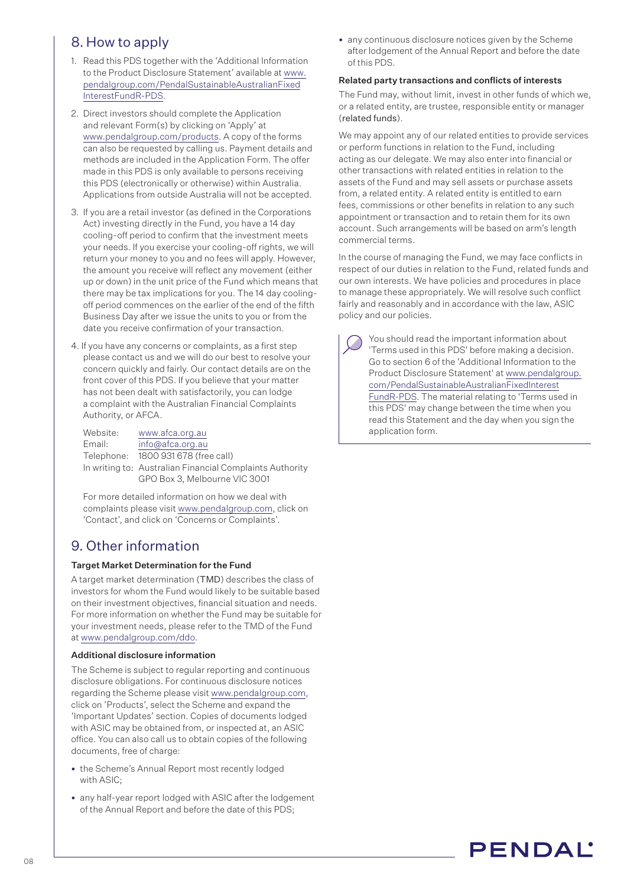## 8. How to apply

1. Read this PDS together with the 'Additional Information to the Product Disclosure Statement' available at www.pendalgroup.com/PendalSustainableAustralianFixedInterestFundR-PDS.
2. Direct investors should complete the Application and relevant Form(s) by clicking on 'Apply' at www.pendalgroup.com/products. A copy of the forms can also be requested by calling us. Payment details and methods are included in the Application Form. The offer made in this PDS is only available to persons receiving this PDS (electronically or otherwise) within Australia. Applications from outside Australia will not be accepted.
3. If you are a retail investor (as defined in the Corporations Act) investing directly in the Fund, you have a 14 day cooling-off period to confirm that the investment meets your needs. If you exercise your cooling-off rights, we will return your money to you and no fees will apply. However, the amount you receive will reflect any movement (either up or down) in the unit price of the Fund which means that there may be tax implications for you. The 14 day cooling-off period commences on the earlier of the end of the fifth Business Day after we issue the units to you or from the date you receive confirmation of your transaction.
4. If you have any concerns or complaints, as a first step please contact us and we will do our best to resolve your concern quickly and fairly. Our contact details are on the front cover of this PDS. If you believe that your matter has not been dealt with satisfactorily, you can lodge a complaint with the Australian Financial Complaints Authority, or AFCA.

   Website: www.afca.org.au
   Email: info@afca.org.au
   Telephone: 1800 931 678 (free call)
   In writing to: Australian Financial Complaints Authority GPO Box 3, Melbourne VIC 3001

   For more detailed information on how we deal with complaints please visit www.pendalgroup.com, click on 'Contact', and click on 'Concerns or Complaints'.

## 9. Other information

### Target Market Determination for the Fund

A target market determination (**TMD**) describes the class of investors for whom the Fund would likely to be suitable based on their investment objectives, financial situation and needs. For more information on whether the Fund may be suitable for your investment needs, please refer to the TMD of the Fund at www.pendalgroup.com/ddo.

### Additional disclosure information

The Scheme is subject to regular reporting and continuous disclosure obligations. For continuous disclosure notices regarding the Scheme please visit www.pendalgroup.com, click on 'Products', select the Scheme and expand the 'Important Updates' section. Copies of documents lodged with ASIC may be obtained from, or inspected at, an ASIC office. You can also call us to obtain copies of the following documents, free of charge:

- the Scheme's Annual Report most recently lodged with ASIC;
- any half-year report lodged with ASIC after the lodgement of the Annual Report and before the date of this PDS;
- any continuous disclosure notices given by the Scheme after lodgement of the Annual Report and before the date of this PDS.

### Related party transactions and conflicts of interests

The Fund may, without limit, invest in other funds of which we, or a related entity, are trustee, responsible entity or manager (**related funds**).

We may appoint any of our related entities to provide services or perform functions in relation to the Fund, including acting as our delegate. We may also enter into financial or other transactions with related entities in relation to the assets of the Fund and may sell assets or purchase assets from, a related entity. A related entity is entitled to earn fees, commissions or other benefits in relation to any such appointment or transaction and to retain them for its own account. Such arrangements will be based on arm's length commercial terms.

In the course of managing the Fund, we may face conflicts in respect of our duties in relation to the Fund, related funds and our own interests. We have policies and procedures in place to manage these appropriately. We will resolve such conflict fairly and reasonably and in accordance with the law, ASIC policy and our policies.

You should read the important information about 'Terms used in this PDS' before making a decision. Go to section 6 of the 'Additional Information to the Product Disclosure Statement' at www.pendalgroup.com/PendalSustainableAustralianFixedInterestFundR-PDS. The material relating to 'Terms used in this PDS' may change between the time when you read this Statement and the day when you sign the application form.